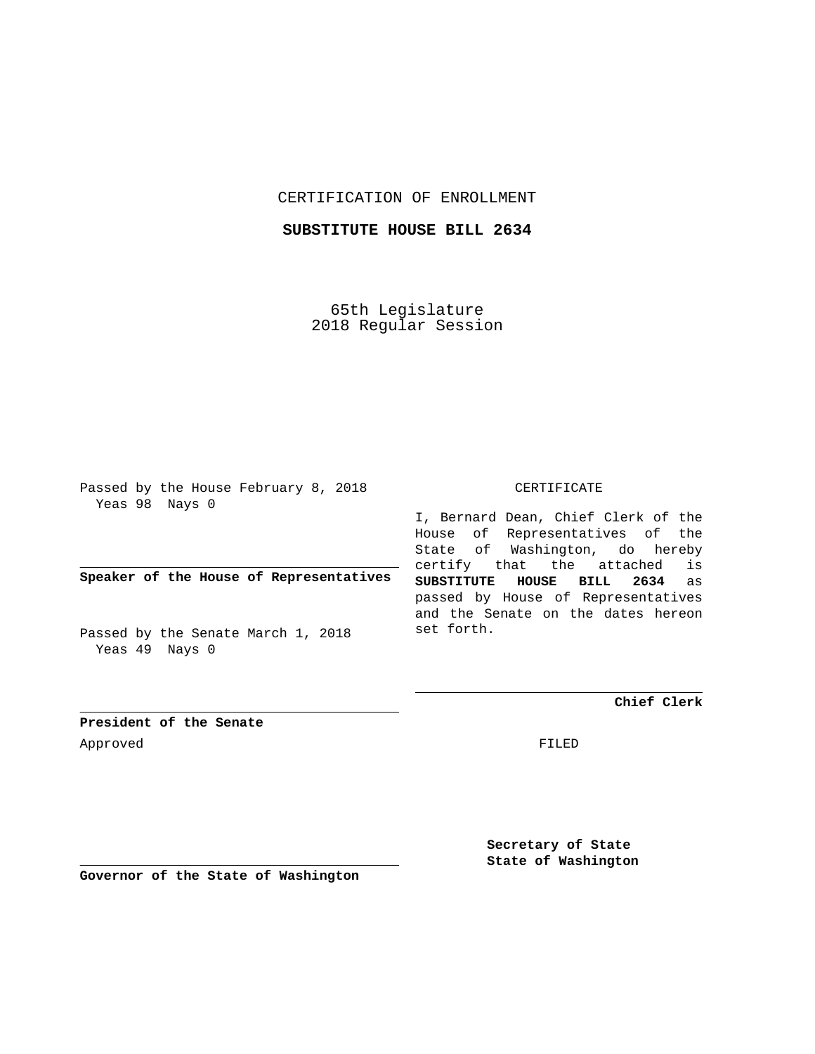CERTIFICATION OF ENROLLMENT

**SUBSTITUTE HOUSE BILL 2634**

65th Legislature
2018 Regular Session

Passed by the House February 8, 2018
Yeas 98 Nays 0

**Speaker of the House of Representatives**

Passed by the Senate March 1, 2018
Yeas 49 Nays 0

**President of the Senate**

Approved

**Governor of the State of Washington**

CERTIFICATE

I, Bernard Dean, Chief Clerk of the House of Representatives of the State of Washington, do hereby certify that the attached is **SUBSTITUTE HOUSE BILL 2634** as passed by House of Representatives and the Senate on the dates hereon set forth.

**Chief Clerk**

FILED

**Secretary of State**
**State of Washington**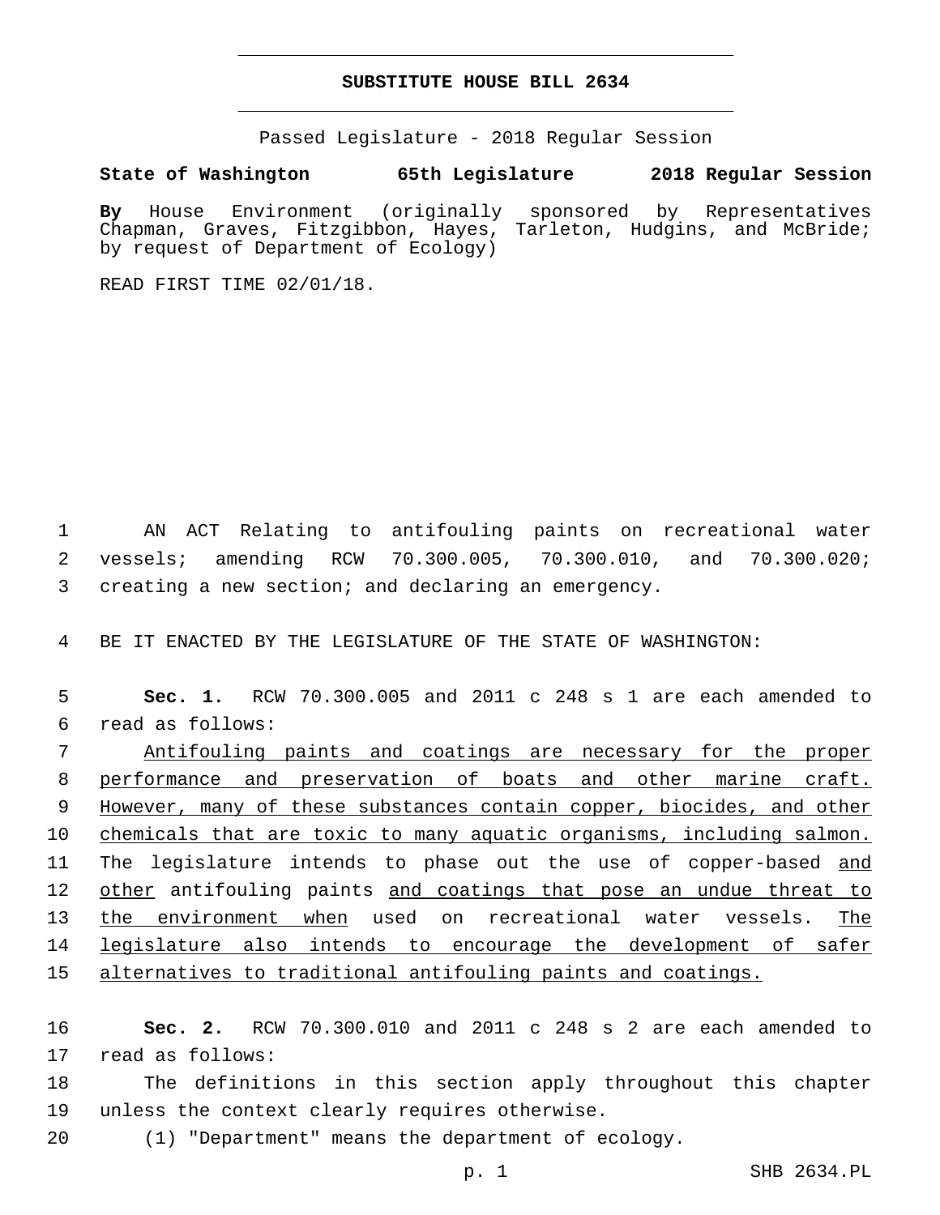**SUBSTITUTE HOUSE BILL 2634**

Passed Legislature - 2018 Regular Session

**State of Washington 65th Legislature 2018 Regular Session**

**By** House Environment (originally sponsored by Representatives Chapman, Graves, Fitzgibbon, Hayes, Tarleton, Hudgins, and McBride; by request of Department of Ecology)

READ FIRST TIME 02/01/18.

AN ACT Relating to antifouling paints on recreational water vessels; amending RCW 70.300.005, 70.300.010, and 70.300.020; creating a new section; and declaring an emergency.

BE IT ENACTED BY THE LEGISLATURE OF THE STATE OF WASHINGTON:

**Sec. 1.** RCW 70.300.005 and 2011 c 248 s 1 are each amended to read as follows:

<u>Antifouling paints and coatings are necessary for the proper performance and preservation of boats and other marine craft. However, many of these substances contain copper, biocides, and other chemicals that are toxic to many aquatic organisms, including salmon.</u> The legislature intends to phase out the use of copper-based <u>and other</u> antifouling paints <u>and coatings that pose an undue threat to the environment when</u> used on recreational water vessels. <u>The legislature also intends to encourage the development of safer alternatives to traditional antifouling paints and coatings.</u>

**Sec. 2.** RCW 70.300.010 and 2011 c 248 s 2 are each amended to read as follows:

The definitions in this section apply throughout this chapter unless the context clearly requires otherwise.

(1) "Department" means the department of ecology.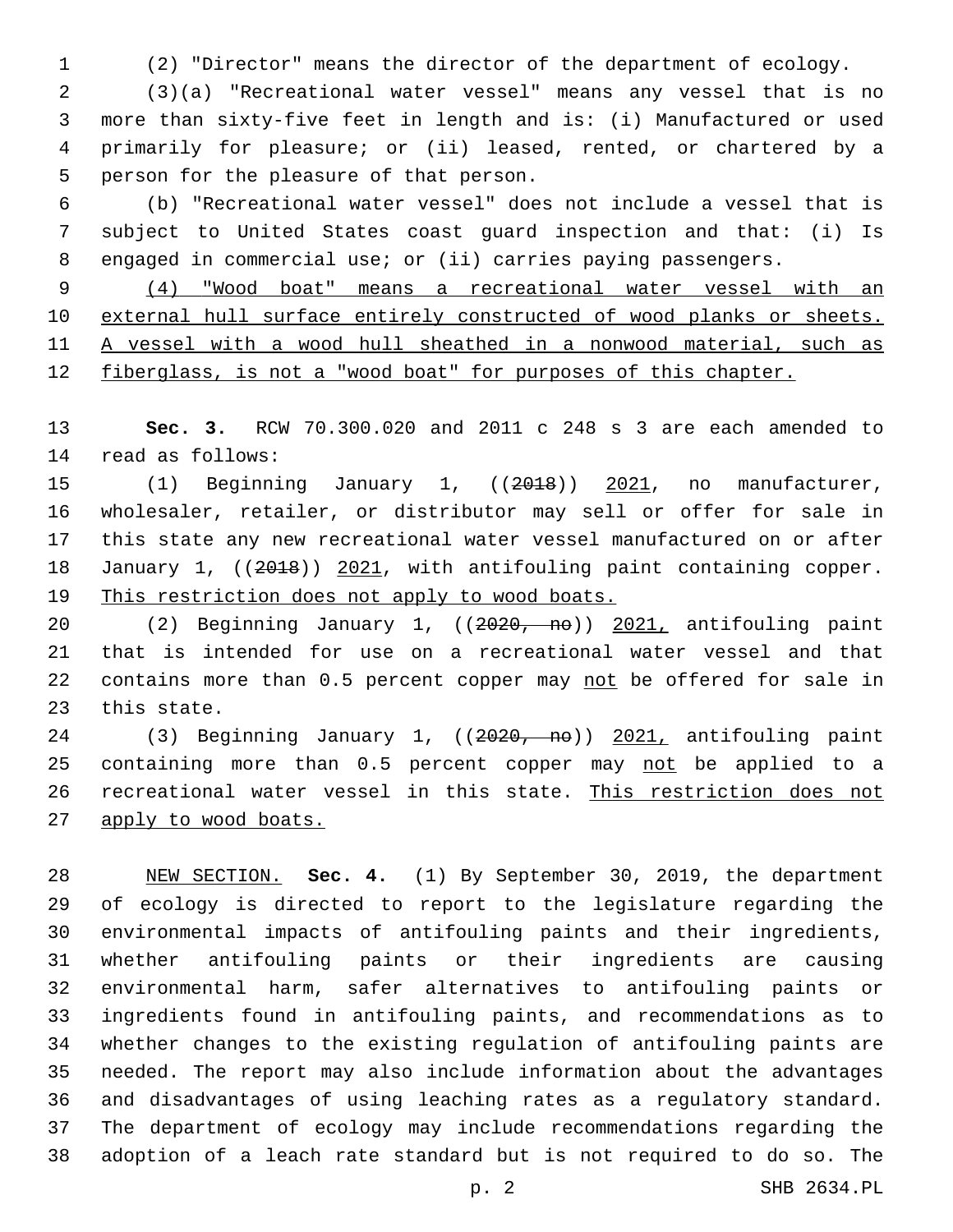(2) "Director" means the director of the department of ecology.

(3)(a) "Recreational water vessel" means any vessel that is no more than sixty-five feet in length and is: (i) Manufactured or used primarily for pleasure; or (ii) leased, rented, or chartered by a person for the pleasure of that person.

(b) "Recreational water vessel" does not include a vessel that is subject to United States coast guard inspection and that: (i) Is engaged in commercial use; or (ii) carries paying passengers.

<u>(4) "Wood boat" means a recreational water vessel with an external hull surface entirely constructed of wood planks or sheets. A vessel with a wood hull sheathed in a nonwood material, such as fiberglass, is not a "wood boat" for purposes of this chapter.</u>

**Sec. 3.** RCW 70.300.020 and 2011 c 248 s 3 are each amended to read as follows:

(1) Beginning January 1, ((~~2018~~)) <u>2021</u>, no manufacturer, wholesaler, retailer, or distributor may sell or offer for sale in this state any new recreational water vessel manufactured on or after January 1, ((~~2018~~)) <u>2021</u>, with antifouling paint containing copper. <u>This restriction does not apply to wood boats.</u>

(2) Beginning January 1, ((~~2020, no~~)) <u>2021,</u> antifouling paint that is intended for use on a recreational water vessel and that contains more than 0.5 percent copper may <u>not</u> be offered for sale in this state.

(3) Beginning January 1, ((~~2020, no~~)) <u>2021,</u> antifouling paint containing more than 0.5 percent copper may <u>not</u> be applied to a recreational water vessel in this state. <u>This restriction does not apply to wood boats.</u>

<u>NEW SECTION.</u> **Sec. 4.** (1) By September 30, 2019, the department of ecology is directed to report to the legislature regarding the environmental impacts of antifouling paints and their ingredients, whether antifouling paints or their ingredients are causing environmental harm, safer alternatives to antifouling paints or ingredients found in antifouling paints, and recommendations as to whether changes to the existing regulation of antifouling paints are needed. The report may also include information about the advantages and disadvantages of using leaching rates as a regulatory standard. The department of ecology may include recommendations regarding the adoption of a leach rate standard but is not required to do so. The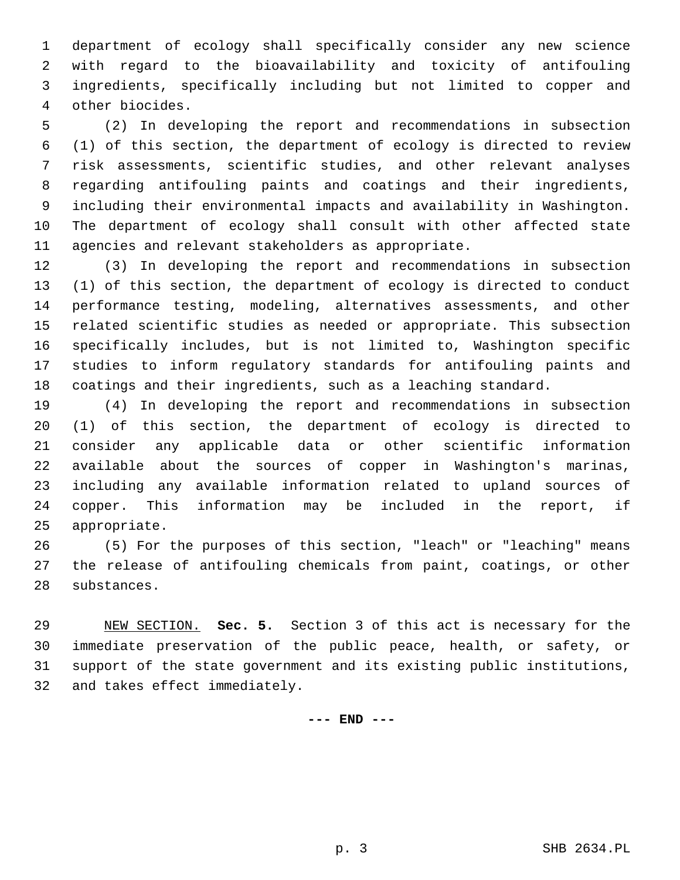department of ecology shall specifically consider any new science with regard to the bioavailability and toxicity of antifouling ingredients, specifically including but not limited to copper and other biocides.

(2) In developing the report and recommendations in subsection (1) of this section, the department of ecology is directed to review risk assessments, scientific studies, and other relevant analyses regarding antifouling paints and coatings and their ingredients, including their environmental impacts and availability in Washington. The department of ecology shall consult with other affected state agencies and relevant stakeholders as appropriate.

(3) In developing the report and recommendations in subsection (1) of this section, the department of ecology is directed to conduct performance testing, modeling, alternatives assessments, and other related scientific studies as needed or appropriate. This subsection specifically includes, but is not limited to, Washington specific studies to inform regulatory standards for antifouling paints and coatings and their ingredients, such as a leaching standard.

(4) In developing the report and recommendations in subsection (1) of this section, the department of ecology is directed to consider any applicable data or other scientific information available about the sources of copper in Washington's marinas, including any available information related to upland sources of copper. This information may be included in the report, if appropriate.

(5) For the purposes of this section, "leach" or "leaching" means the release of antifouling chemicals from paint, coatings, or other substances.

NEW SECTION. **Sec. 5.** Section 3 of this act is necessary for the immediate preservation of the public peace, health, or safety, or support of the state government and its existing public institutions, and takes effect immediately.

**--- END ---**